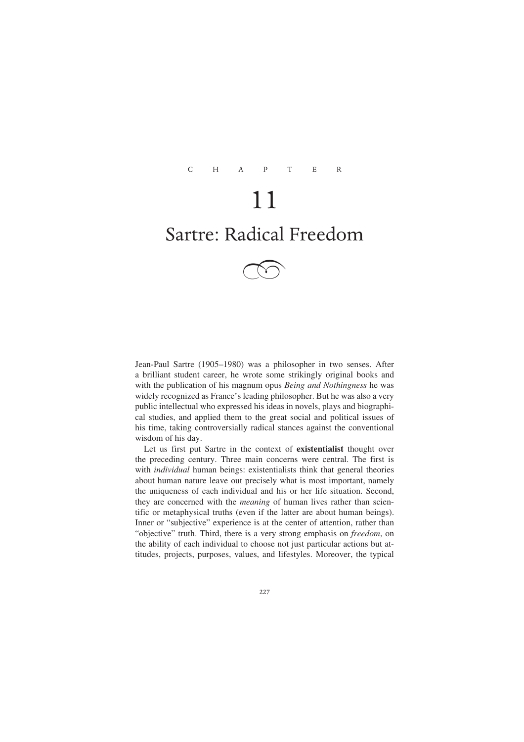CHAPTER

# 11

# Sartre: Radical Freedom

Jean-Paul Sartre (1905–1980) was a philosopher in two senses. After a brilliant student career, he wrote some strikingly original books and with the publication of his magnum opus *Being and Nothingness* he was widely recognized as France's leading philosopher. But he was also a very public intellectual who expressed his ideas in novels, plays and biographical studies, and applied them to the great social and political issues of his time, taking controversially radical stances against the conventional wisdom of his day.

Let us first put Sartre in the context of **existentialist** thought over the preceding century. Three main concerns were central. The first is with *individual* human beings: existentialists think that general theories about human nature leave out precisely what is most important, namely the uniqueness of each individual and his or her life situation. Second, they are concerned with the *meaning* of human lives rather than scientific or metaphysical truths (even if the latter are about human beings). Inner or "subjective" experience is at the center of attention, rather than "objective" truth. Third, there is a very strong emphasis on *freedom*, on the ability of each individual to choose not just particular actions but attitudes, projects, purposes, values, and lifestyles. Moreover, the typical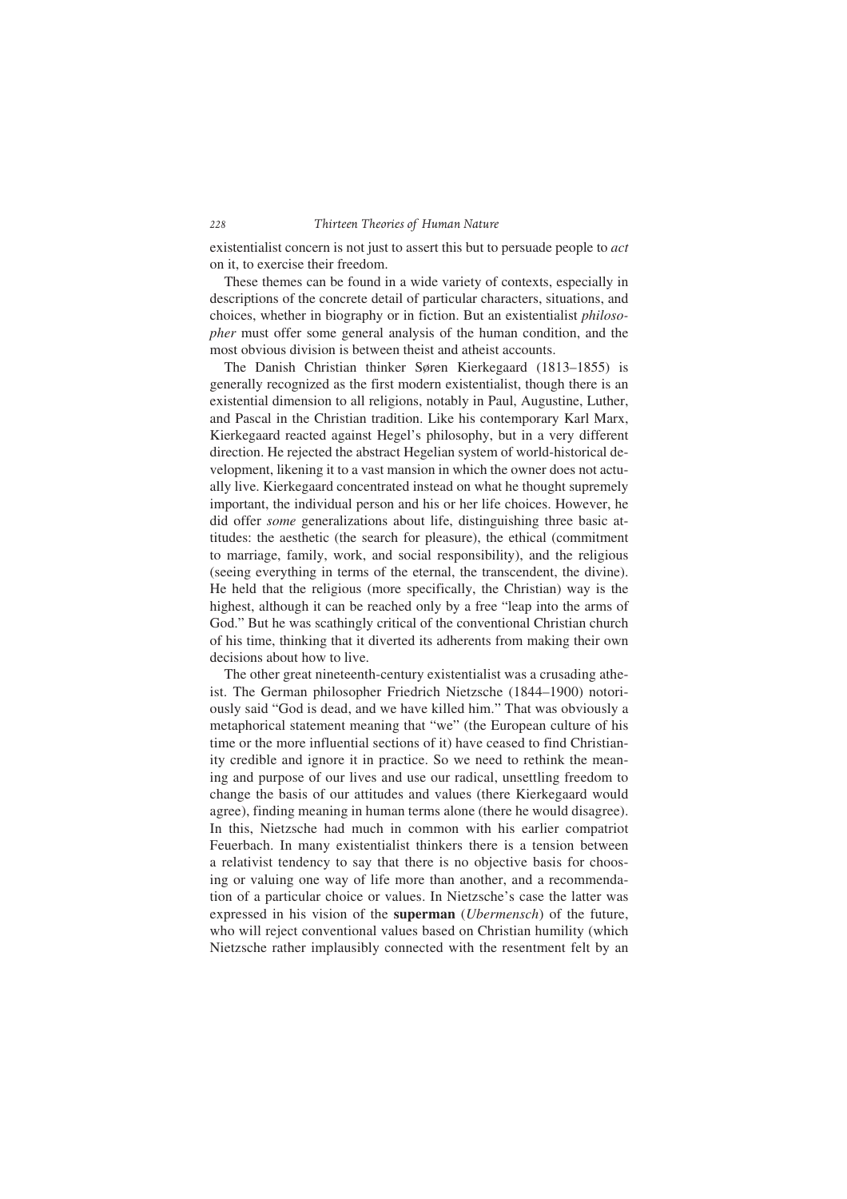existentialist concern is not just to assert this but to persuade people to *act* on it, to exercise their freedom.

These themes can be found in a wide variety of contexts, especially in descriptions of the concrete detail of particular characters, situations, and choices, whether in biography or in fiction. But an existentialist *philosopher* must offer some general analysis of the human condition, and the most obvious division is between theist and atheist accounts.

The Danish Christian thinker Søren Kierkegaard (1813–1855) is generally recognized as the first modern existentialist, though there is an existential dimension to all religions, notably in Paul, Augustine, Luther, and Pascal in the Christian tradition. Like his contemporary Karl Marx, Kierkegaard reacted against Hegel's philosophy, but in a very different direction. He rejected the abstract Hegelian system of world-historical development, likening it to a vast mansion in which the owner does not actually live. Kierkegaard concentrated instead on what he thought supremely important, the individual person and his or her life choices. However, he did offer *some* generalizations about life, distinguishing three basic attitudes: the aesthetic (the search for pleasure), the ethical (commitment to marriage, family, work, and social responsibility), and the religious (seeing everything in terms of the eternal, the transcendent, the divine). He held that the religious (more specifically, the Christian) way is the highest, although it can be reached only by a free "leap into the arms of God." But he was scathingly critical of the conventional Christian church of his time, thinking that it diverted its adherents from making their own decisions about how to live.

The other great nineteenth-century existentialist was a crusading atheist. The German philosopher Friedrich Nietzsche (1844–1900) notoriously said "God is dead, and we have killed him." That was obviously a metaphorical statement meaning that "we" (the European culture of his time or the more influential sections of it) have ceased to find Christianity credible and ignore it in practice. So we need to rethink the meaning and purpose of our lives and use our radical, unsettling freedom to change the basis of our attitudes and values (there Kierkegaard would agree), finding meaning in human terms alone (there he would disagree). In this, Nietzsche had much in common with his earlier compatriot Feuerbach. In many existentialist thinkers there is a tension between a relativist tendency to say that there is no objective basis for choosing or valuing one way of life more than another, and a recommendation of a particular choice or values. In Nietzsche's case the latter was expressed in his vision of the **superman** (*Ubermensch*) of the future, who will reject conventional values based on Christian humility (which Nietzsche rather implausibly connected with the resentment felt by an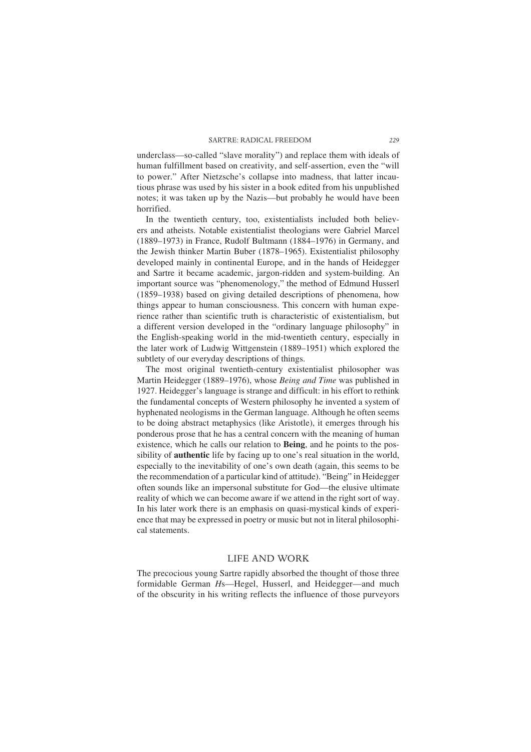underclass—so-called "slave morality") and replace them with ideals of human fulfillment based on creativity, and self-assertion, even the "will to power." After Nietzsche's collapse into madness, that latter incautious phrase was used by his sister in a book edited from his unpublished notes; it was taken up by the Nazis—but probably he would have been horrified.

In the twentieth century, too, existentialists included both believers and atheists. Notable existentialist theologians were Gabriel Marcel (1889–1973) in France, Rudolf Bultmann (1884–1976) in Germany, and the Jewish thinker Martin Buber (1878–1965). Existentialist philosophy developed mainly in continental Europe, and in the hands of Heidegger and Sartre it became academic, jargon-ridden and system-building. An important source was "phenomenology," the method of Edmund Husserl (1859–1938) based on giving detailed descriptions of phenomena, how things appear to human consciousness. This concern with human experience rather than scientific truth is characteristic of existentialism, but a different version developed in the "ordinary language philosophy" in the English-speaking world in the mid-twentieth century, especially in the later work of Ludwig Wittgenstein (1889–1951) which explored the subtlety of our everyday descriptions of things.

The most original twentieth-century existentialist philosopher was Martin Heidegger (1889–1976), whose *Being and Time* was published in 1927. Heidegger's language is strange and difficult: in his effort to rethink the fundamental concepts of Western philosophy he invented a system of hyphenated neologisms in the German language. Although he often seems to be doing abstract metaphysics (like Aristotle), it emerges through his ponderous prose that he has a central concern with the meaning of human existence, which he calls our relation to **Being**, and he points to the possibility of **authentic** life by facing up to one's real situation in the world, especially to the inevitability of one's own death (again, this seems to be the recommendation of a particular kind of attitude). "Being" in Heidegger often sounds like an impersonal substitute for God—the elusive ultimate reality of which we can become aware if we attend in the right sort of way. In his later work there is an emphasis on quasi-mystical kinds of experience that may be expressed in poetry or music but not in literal philosophical statements.

## LIFE AND WORK

The precocious young Sartre rapidly absorbed the thought of those three formidable German *H*s—Hegel, Husserl, and Heidegger—and much of the obscurity in his writing reflects the influence of those purveyors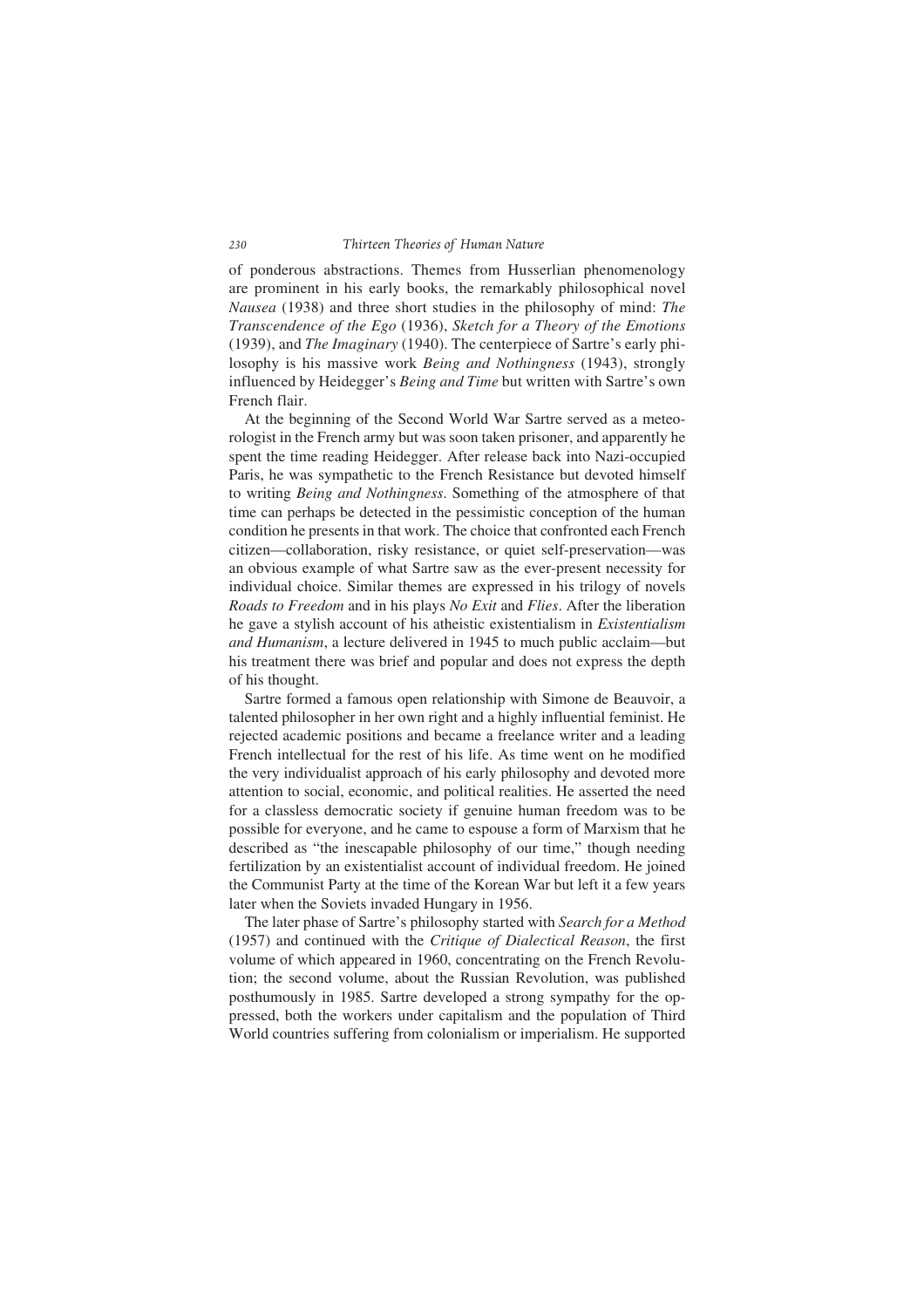of ponderous abstractions. Themes from Husserlian phenomenology are prominent in his early books, the remarkably philosophical novel *Nausea* (1938) and three short studies in the philosophy of mind: *The Transcendence of the Ego* (1936), *Sketch for a Theory of the Emotions* (1939), and *The Imaginary* (1940). The centerpiece of Sartre's early philosophy is his massive work *Being and Nothingness* (1943), strongly influenced by Heidegger's *Being and Time* but written with Sartre's own French flair.

At the beginning of the Second World War Sartre served as a meteorologist in the French army but was soon taken prisoner, and apparently he spent the time reading Heidegger. After release back into Nazi-occupied Paris, he was sympathetic to the French Resistance but devoted himself to writing *Being and Nothingness*. Something of the atmosphere of that time can perhaps be detected in the pessimistic conception of the human condition he presents in that work. The choice that confronted each French citizen—collaboration, risky resistance, or quiet self-preservation—was an obvious example of what Sartre saw as the ever-present necessity for individual choice. Similar themes are expressed in his trilogy of novels *Roads to Freedom* and in his plays *No Exit* and *Flies*. After the liberation he gave a stylish account of his atheistic existentialism in *Existentialism and Humanism*, a lecture delivered in 1945 to much public acclaim—but his treatment there was brief and popular and does not express the depth of his thought.

Sartre formed a famous open relationship with Simone de Beauvoir, a talented philosopher in her own right and a highly influential feminist. He rejected academic positions and became a freelance writer and a leading French intellectual for the rest of his life. As time went on he modified the very individualist approach of his early philosophy and devoted more attention to social, economic, and political realities. He asserted the need for a classless democratic society if genuine human freedom was to be possible for everyone, and he came to espouse a form of Marxism that he described as "the inescapable philosophy of our time," though needing fertilization by an existentialist account of individual freedom. He joined the Communist Party at the time of the Korean War but left it a few years later when the Soviets invaded Hungary in 1956.

The later phase of Sartre's philosophy started with *Search for a Method* (1957) and continued with the *Critique of Dialectical Reason*, the first volume of which appeared in 1960, concentrating on the French Revolution; the second volume, about the Russian Revolution, was published posthumously in 1985. Sartre developed a strong sympathy for the oppressed, both the workers under capitalism and the population of Third World countries suffering from colonialism or imperialism. He supported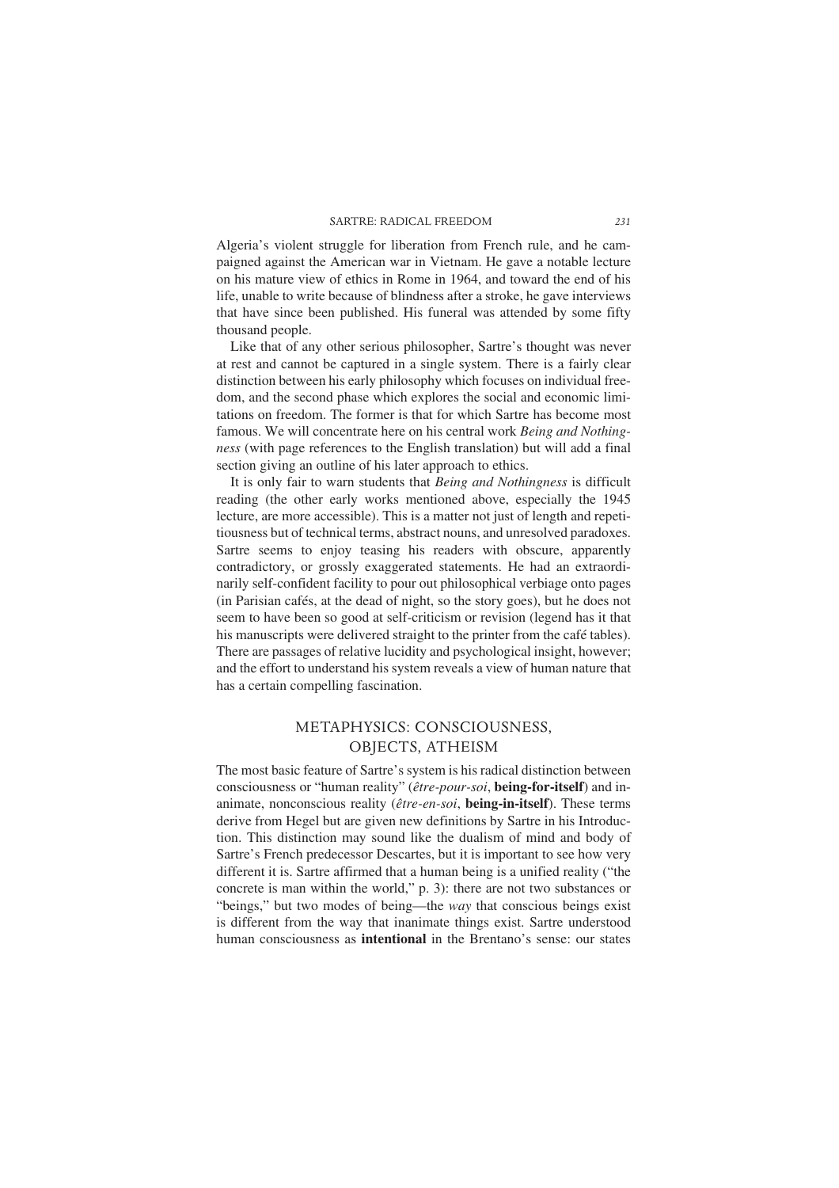Algeria's violent struggle for liberation from French rule, and he campaigned against the American war in Vietnam. He gave a notable lecture on his mature view of ethics in Rome in 1964, and toward the end of his life, unable to write because of blindness after a stroke, he gave interviews that have since been published. His funeral was attended by some fifty thousand people.

Like that of any other serious philosopher, Sartre's thought was never at rest and cannot be captured in a single system. There is a fairly clear distinction between his early philosophy which focuses on individual freedom, and the second phase which explores the social and economic limitations on freedom. The former is that for which Sartre has become most famous. We will concentrate here on his central work *Being and Nothingness* (with page references to the English translation) but will add a final section giving an outline of his later approach to ethics.

It is only fair to warn students that *Being and Nothingness* is difficult reading (the other early works mentioned above, especially the 1945 lecture, are more accessible). This is a matter not just of length and repetitiousness but of technical terms, abstract nouns, and unresolved paradoxes. Sartre seems to enjoy teasing his readers with obscure, apparently contradictory, or grossly exaggerated statements. He had an extraordinarily self-confident facility to pour out philosophical verbiage onto pages (in Parisian cafés, at the dead of night, so the story goes), but he does not seem to have been so good at self-criticism or revision (legend has it that his manuscripts were delivered straight to the printer from the café tables). There are passages of relative lucidity and psychological insight, however; and the effort to understand his system reveals a view of human nature that has a certain compelling fascination.

## METAPHYSICS: CONSCIOUSNESS, OBJECTS, ATHEISM

The most basic feature of Sartre's system is his radical distinction between consciousness or "human reality" (*être-pour-soi*, **being-for-itself**) and inanimate, nonconscious reality (*être-en-soi*, **being-in-itself**). These terms derive from Hegel but are given new definitions by Sartre in his Introduction. This distinction may sound like the dualism of mind and body of Sartre's French predecessor Descartes, but it is important to see how very different it is. Sartre affirmed that a human being is a unified reality ("the concrete is man within the world," p. 3): there are not two substances or "beings," but two modes of being—the *way* that conscious beings exist is different from the way that inanimate things exist. Sartre understood human consciousness as **intentional** in the Brentano's sense: our states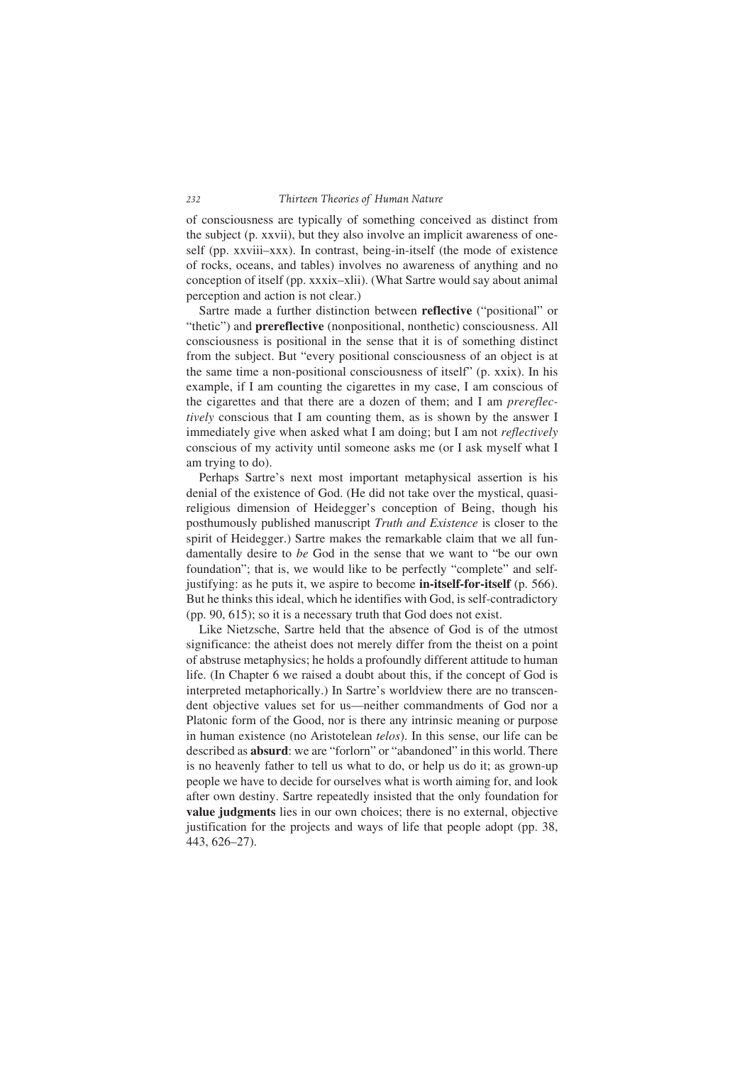of consciousness are typically of something conceived as distinct from the subject (p. xxvii), but they also involve an implicit awareness of oneself (pp. xxviii–xxx). In contrast, being-in-itself (the mode of existence of rocks, oceans, and tables) involves no awareness of anything and no conception of itself (pp. xxxix–xlii). (What Sartre would say about animal perception and action is not clear.)

Sartre made a further distinction between **reflective** ("positional" or "thetic") and **prereflective** (nonpositional, nonthetic) consciousness. All consciousness is positional in the sense that it is of something distinct from the subject. But "every positional consciousness of an object is at the same time a non-positional consciousness of itself" (p. xxix). In his example, if I am counting the cigarettes in my case, I am conscious of the cigarettes and that there are a dozen of them; and I am *prereflectively* conscious that I am counting them, as is shown by the answer I immediately give when asked what I am doing; but I am not *reflectively* conscious of my activity until someone asks me (or I ask myself what I am trying to do).

Perhaps Sartre's next most important metaphysical assertion is his denial of the existence of God. (He did not take over the mystical, quasi-religious dimension of Heidegger's conception of Being, though his posthumously published manuscript *Truth and Existence* is closer to the spirit of Heidegger.) Sartre makes the remarkable claim that we all fundamentally desire to *be* God in the sense that we want to "be our own foundation"; that is, we would like to be perfectly "complete" and self-justifying: as he puts it, we aspire to become **in-itself-for-itself** (p. 566). But he thinks this ideal, which he identifies with God, is self-contradictory (pp. 90, 615); so it is a necessary truth that God does not exist.

Like Nietzsche, Sartre held that the absence of God is of the utmost significance: the atheist does not merely differ from the theist on a point of abstruse metaphysics; he holds a profoundly different attitude to human life. (In Chapter 6 we raised a doubt about this, if the concept of God is interpreted metaphorically.) In Sartre's worldview there are no transcendent objective values set for us—neither commandments of God nor a Platonic form of the Good, nor is there any intrinsic meaning or purpose in human existence (no Aristotelean *telos*). In this sense, our life can be described as **absurd**: we are "forlorn" or "abandoned" in this world. There is no heavenly father to tell us what to do, or help us do it; as grown-up people we have to decide for ourselves what is worth aiming for, and look after own destiny. Sartre repeatedly insisted that the only foundation for **value judgments** lies in our own choices; there is no external, objective justification for the projects and ways of life that people adopt (pp. 38, 443, 626–27).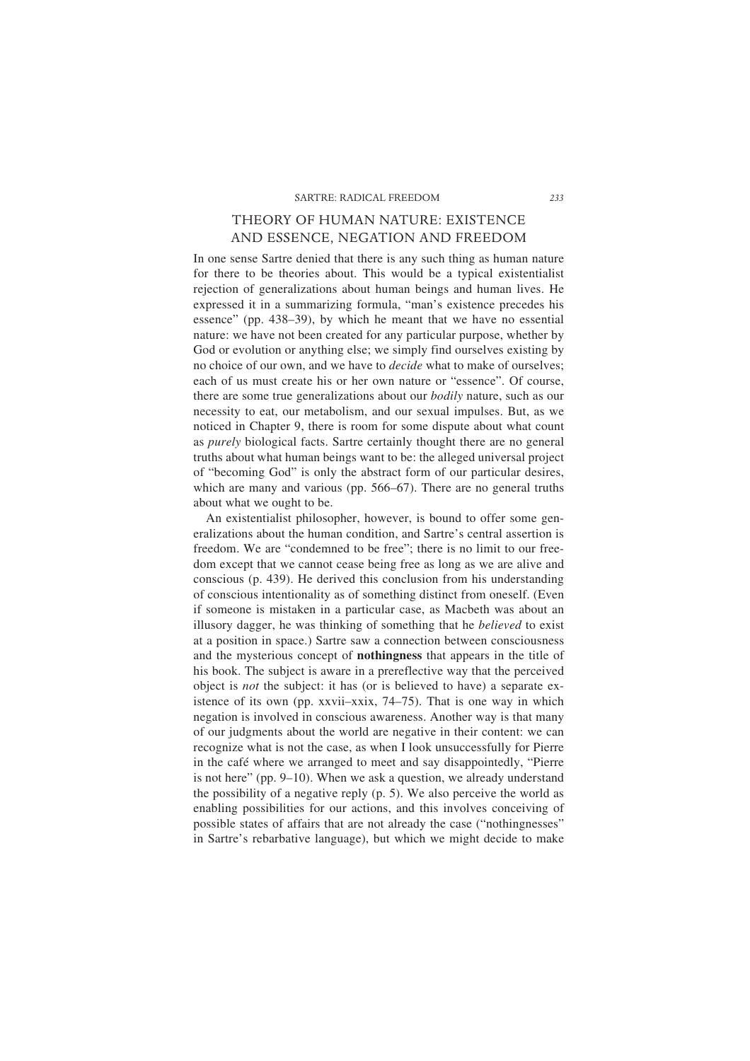## THEORY OF HUMAN NATURE: EXISTENCE AND ESSENCE, NEGATION AND FREEDOM

In one sense Sartre denied that there is any such thing as human nature for there to be theories about. This would be a typical existentialist rejection of generalizations about human beings and human lives. He expressed it in a summarizing formula, "man's existence precedes his essence" (pp. 438–39), by which he meant that we have no essential nature: we have not been created for any particular purpose, whether by God or evolution or anything else; we simply find ourselves existing by no choice of our own, and we have to *decide* what to make of ourselves; each of us must create his or her own nature or "essence". Of course, there are some true generalizations about our *bodily* nature, such as our necessity to eat, our metabolism, and our sexual impulses. But, as we noticed in Chapter 9, there is room for some dispute about what count as *purely* biological facts. Sartre certainly thought there are no general truths about what human beings want to be: the alleged universal project of "becoming God" is only the abstract form of our particular desires, which are many and various (pp. 566–67). There are no general truths about what we ought to be.

An existentialist philosopher, however, is bound to offer some generalizations about the human condition, and Sartre's central assertion is freedom. We are "condemned to be free"; there is no limit to our freedom except that we cannot cease being free as long as we are alive and conscious (p. 439). He derived this conclusion from his understanding of conscious intentionality as of something distinct from oneself. (Even if someone is mistaken in a particular case, as Macbeth was about an illusory dagger, he was thinking of something that he *believed* to exist at a position in space.) Sartre saw a connection between consciousness and the mysterious concept of **nothingness** that appears in the title of his book. The subject is aware in a prereflective way that the perceived object is *not* the subject: it has (or is believed to have) a separate existence of its own (pp. xxvii–xxix, 74–75). That is one way in which negation is involved in conscious awareness. Another way is that many of our judgments about the world are negative in their content: we can recognize what is not the case, as when I look unsuccessfully for Pierre in the café where we arranged to meet and say disappointedly, "Pierre is not here" (pp. 9–10). When we ask a question, we already understand the possibility of a negative reply (p. 5). We also perceive the world as enabling possibilities for our actions, and this involves conceiving of possible states of affairs that are not already the case ("nothingnesses" in Sartre's rebarbative language), but which we might decide to make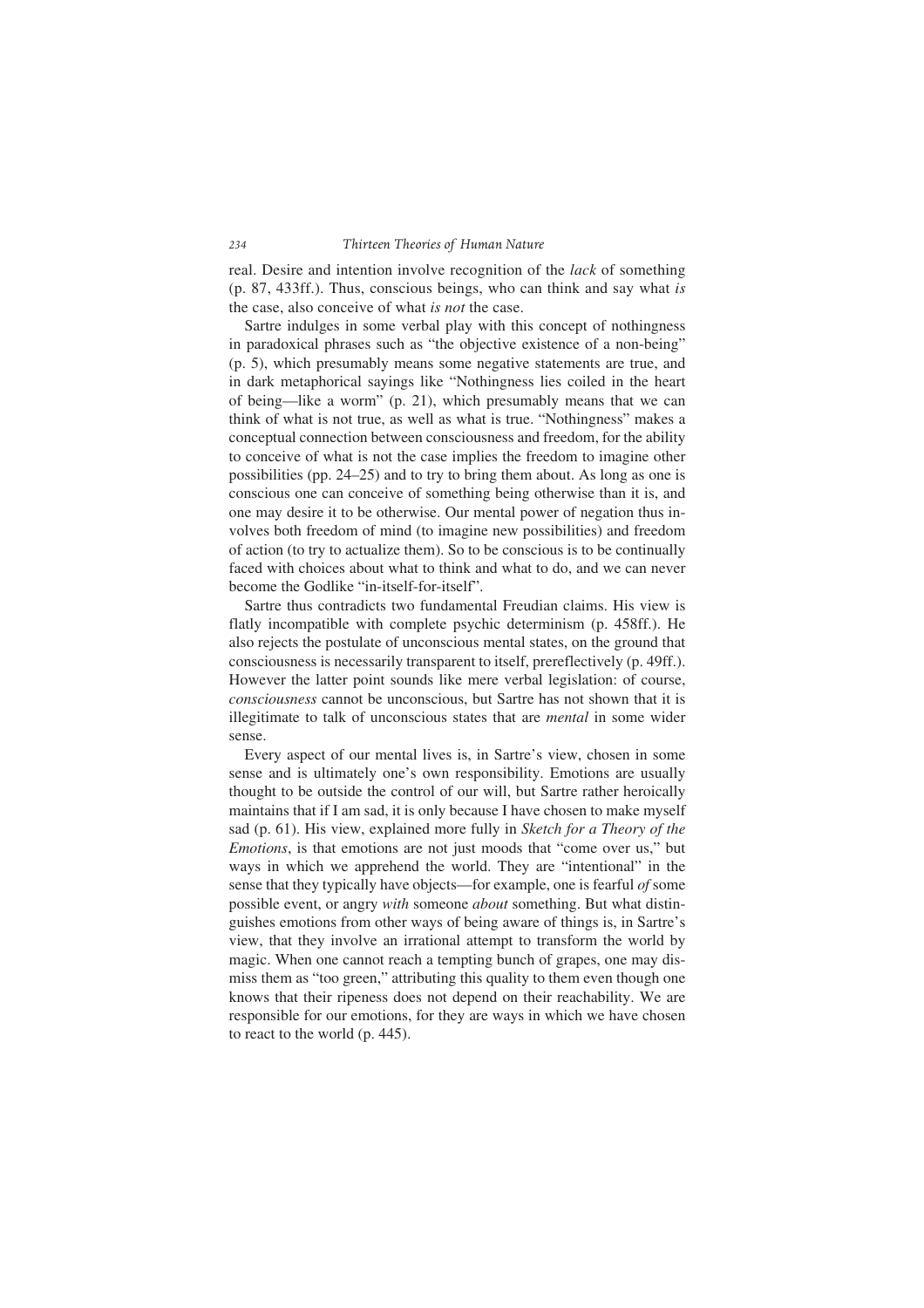real. Desire and intention involve recognition of the *lack* of something (p. 87, 433ff.). Thus, conscious beings, who can think and say what *is* the case, also conceive of what *is not* the case.

Sartre indulges in some verbal play with this concept of nothingness in paradoxical phrases such as "the objective existence of a non-being" (p. 5), which presumably means some negative statements are true, and in dark metaphorical sayings like "Nothingness lies coiled in the heart of being—like a worm" (p. 21), which presumably means that we can think of what is not true, as well as what is true. "Nothingness" makes a conceptual connection between consciousness and freedom, for the ability to conceive of what is not the case implies the freedom to imagine other possibilities (pp. 24–25) and to try to bring them about. As long as one is conscious one can conceive of something being otherwise than it is, and one may desire it to be otherwise. Our mental power of negation thus involves both freedom of mind (to imagine new possibilities) and freedom of action (to try to actualize them). So to be conscious is to be continually faced with choices about what to think and what to do, and we can never become the Godlike "in-itself-for-itself".

Sartre thus contradicts two fundamental Freudian claims. His view is flatly incompatible with complete psychic determinism (p. 458ff.). He also rejects the postulate of unconscious mental states, on the ground that consciousness is necessarily transparent to itself, prereflectively (p. 49ff.). However the latter point sounds like mere verbal legislation: of course, *consciousness* cannot be unconscious, but Sartre has not shown that it is illegitimate to talk of unconscious states that are *mental* in some wider sense.

Every aspect of our mental lives is, in Sartre's view, chosen in some sense and is ultimately one's own responsibility. Emotions are usually thought to be outside the control of our will, but Sartre rather heroically maintains that if I am sad, it is only because I have chosen to make myself sad (p. 61). His view, explained more fully in *Sketch for a Theory of the Emotions*, is that emotions are not just moods that "come over us," but ways in which we apprehend the world. They are "intentional" in the sense that they typically have objects—for example, one is fearful *of* some possible event, or angry *with* someone *about* something. But what distinguishes emotions from other ways of being aware of things is, in Sartre's view, that they involve an irrational attempt to transform the world by magic. When one cannot reach a tempting bunch of grapes, one may dismiss them as "too green," attributing this quality to them even though one knows that their ripeness does not depend on their reachability. We are responsible for our emotions, for they are ways in which we have chosen to react to the world (p. 445).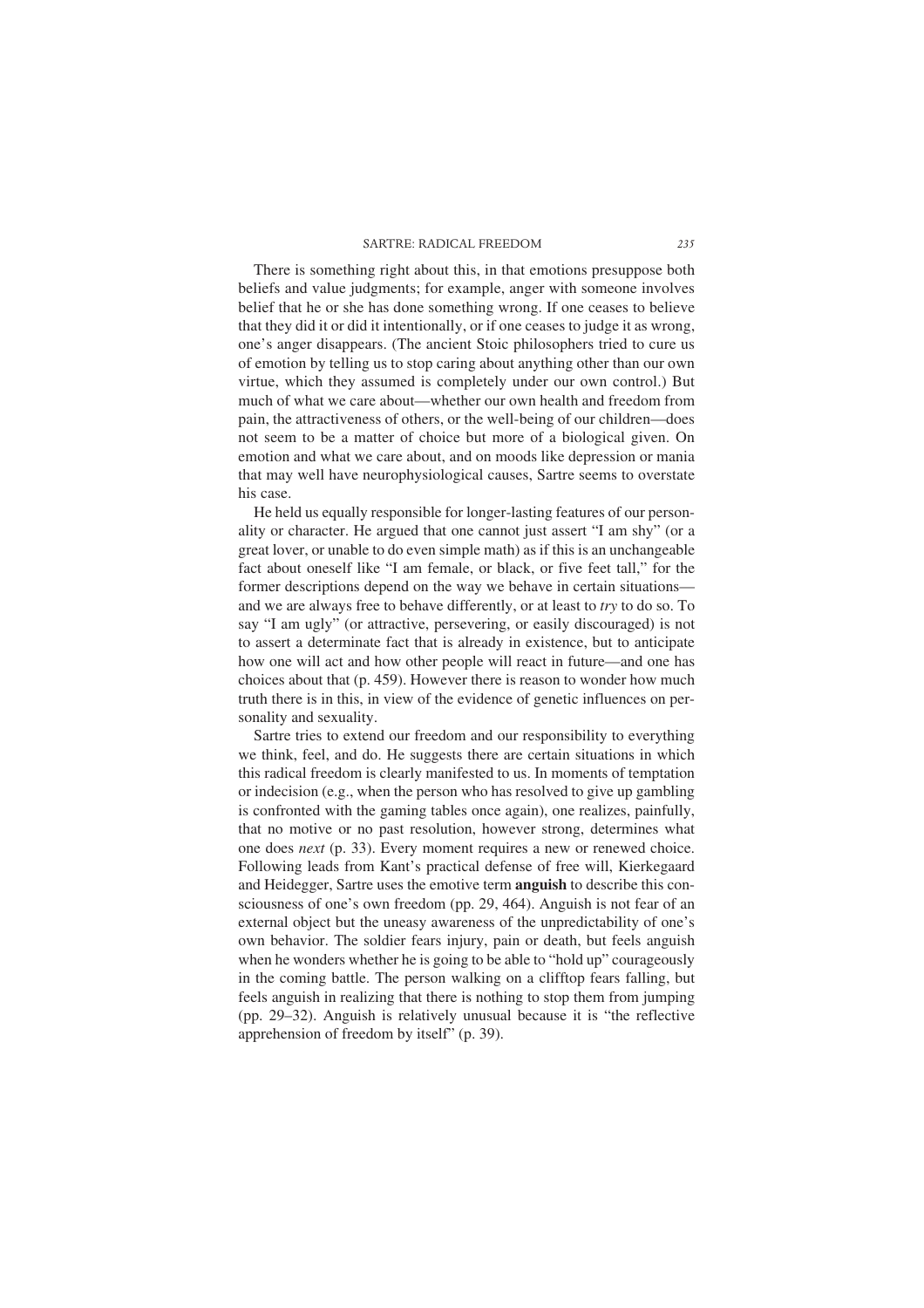There is something right about this, in that emotions presuppose both beliefs and value judgments; for example, anger with someone involves belief that he or she has done something wrong. If one ceases to believe that they did it or did it intentionally, or if one ceases to judge it as wrong, one's anger disappears. (The ancient Stoic philosophers tried to cure us of emotion by telling us to stop caring about anything other than our own virtue, which they assumed is completely under our own control.) But much of what we care about—whether our own health and freedom from pain, the attractiveness of others, or the well-being of our children—does not seem to be a matter of choice but more of a biological given. On emotion and what we care about, and on moods like depression or mania that may well have neurophysiological causes, Sartre seems to overstate his case.

He held us equally responsible for longer-lasting features of our personality or character. He argued that one cannot just assert "I am shy" (or a great lover, or unable to do even simple math) as if this is an unchangeable fact about oneself like "I am female, or black, or five feet tall," for the former descriptions depend on the way we behave in certain situations—and we are always free to behave differently, or at least to *try* to do so. To say "I am ugly" (or attractive, persevering, or easily discouraged) is not to assert a determinate fact that is already in existence, but to anticipate how one will act and how other people will react in future—and one has choices about that (p. 459). However there is reason to wonder how much truth there is in this, in view of the evidence of genetic influences on personality and sexuality.

Sartre tries to extend our freedom and our responsibility to everything we think, feel, and do. He suggests there are certain situations in which this radical freedom is clearly manifested to us. In moments of temptation or indecision (e.g., when the person who has resolved to give up gambling is confronted with the gaming tables once again), one realizes, painfully, that no motive or no past resolution, however strong, determines what one does *next* (p. 33). Every moment requires a new or renewed choice. Following leads from Kant's practical defense of free will, Kierkegaard and Heidegger, Sartre uses the emotive term **anguish** to describe this consciousness of one's own freedom (pp. 29, 464). Anguish is not fear of an external object but the uneasy awareness of the unpredictability of one's own behavior. The soldier fears injury, pain or death, but feels anguish when he wonders whether he is going to be able to "hold up" courageously in the coming battle. The person walking on a clifftop fears falling, but feels anguish in realizing that there is nothing to stop them from jumping (pp. 29–32). Anguish is relatively unusual because it is "the reflective apprehension of freedom by itself" (p. 39).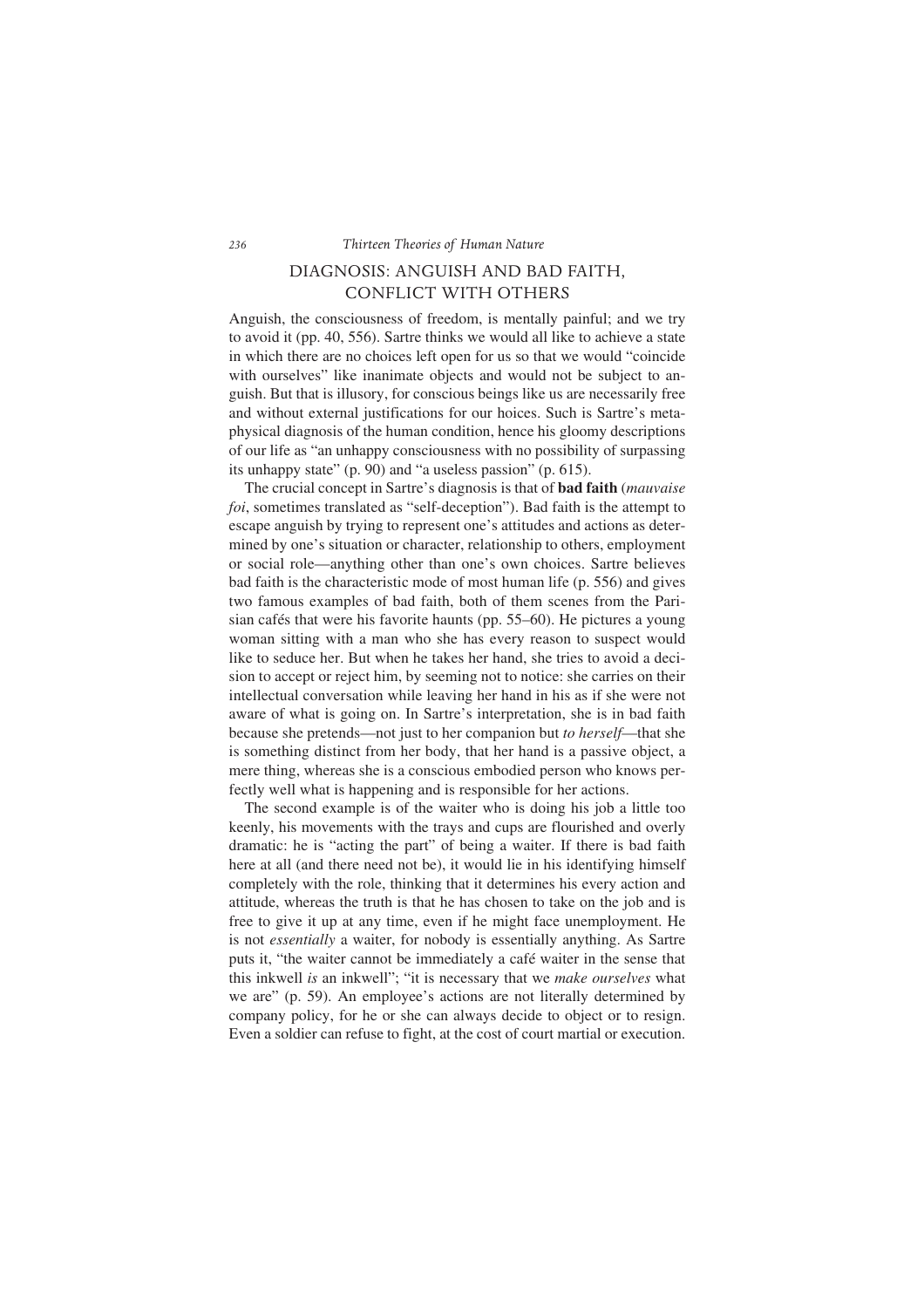## DIAGNOSIS: ANGUISH AND BAD FAITH, CONFLICT WITH OTHERS

Anguish, the consciousness of freedom, is mentally painful; and we try to avoid it (pp. 40, 556). Sartre thinks we would all like to achieve a state in which there are no choices left open for us so that we would "coincide with ourselves" like inanimate objects and would not be subject to anguish. But that is illusory, for conscious beings like us are necessarily free and without external justifications for our hoices. Such is Sartre's metaphysical diagnosis of the human condition, hence his gloomy descriptions of our life as "an unhappy consciousness with no possibility of surpassing its unhappy state" (p. 90) and "a useless passion" (p. 615).

The crucial concept in Sartre's diagnosis is that of **bad faith** (*mauvaise foi*, sometimes translated as "self-deception"). Bad faith is the attempt to escape anguish by trying to represent one's attitudes and actions as determined by one's situation or character, relationship to others, employment or social role—anything other than one's own choices. Sartre believes bad faith is the characteristic mode of most human life (p. 556) and gives two famous examples of bad faith, both of them scenes from the Parisian cafés that were his favorite haunts (pp. 55–60). He pictures a young woman sitting with a man who she has every reason to suspect would like to seduce her. But when he takes her hand, she tries to avoid a decision to accept or reject him, by seeming not to notice: she carries on their intellectual conversation while leaving her hand in his as if she were not aware of what is going on. In Sartre's interpretation, she is in bad faith because she pretends—not just to her companion but *to herself*—that she is something distinct from her body, that her hand is a passive object, a mere thing, whereas she is a conscious embodied person who knows perfectly well what is happening and is responsible for her actions.

The second example is of the waiter who is doing his job a little too keenly, his movements with the trays and cups are flourished and overly dramatic: he is "acting the part" of being a waiter. If there is bad faith here at all (and there need not be), it would lie in his identifying himself completely with the role, thinking that it determines his every action and attitude, whereas the truth is that he has chosen to take on the job and is free to give it up at any time, even if he might face unemployment. He is not *essentially* a waiter, for nobody is essentially anything. As Sartre puts it, "the waiter cannot be immediately a café waiter in the sense that this inkwell *is* an inkwell"; "it is necessary that we *make ourselves* what we are" (p. 59). An employee's actions are not literally determined by company policy, for he or she can always decide to object or to resign. Even a soldier can refuse to fight, at the cost of court martial or execution.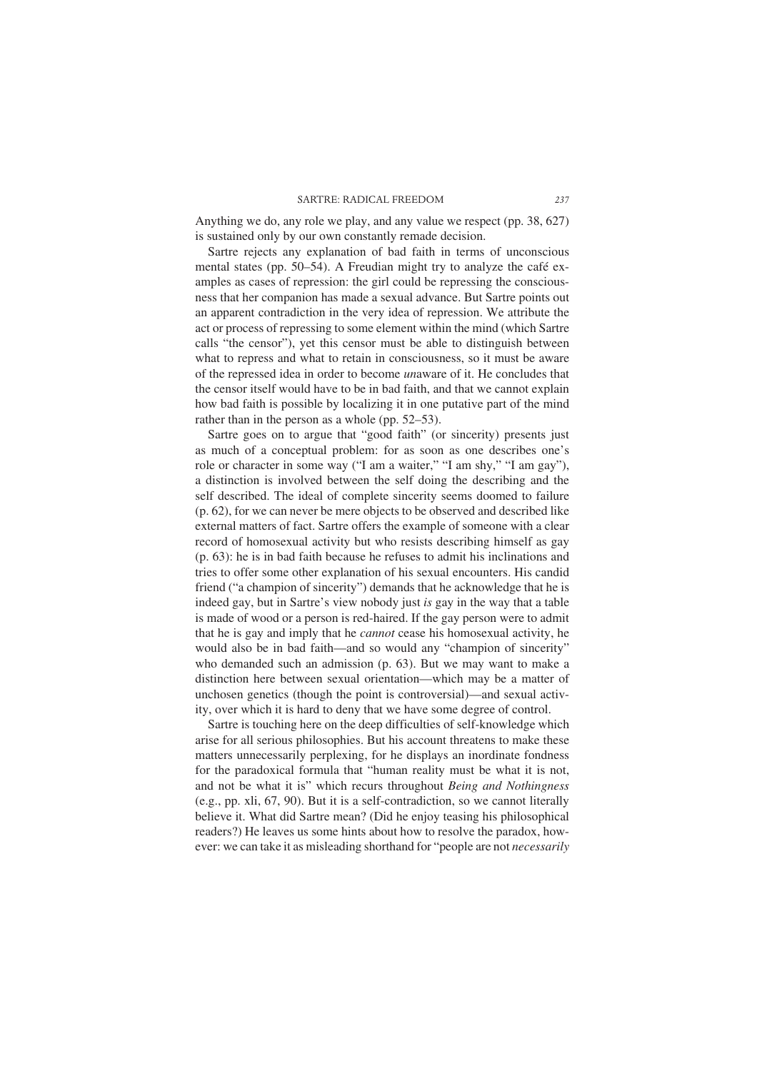Anything we do, any role we play, and any value we respect (pp. 38, 627) is sustained only by our own constantly remade decision.

Sartre rejects any explanation of bad faith in terms of unconscious mental states (pp. 50–54). A Freudian might try to analyze the café examples as cases of repression: the girl could be repressing the consciousness that her companion has made a sexual advance. But Sartre points out an apparent contradiction in the very idea of repression. We attribute the act or process of repressing to some element within the mind (which Sartre calls "the censor"), yet this censor must be able to distinguish between what to repress and what to retain in consciousness, so it must be aware of the repressed idea in order to become *un*aware of it. He concludes that the censor itself would have to be in bad faith, and that we cannot explain how bad faith is possible by localizing it in one putative part of the mind rather than in the person as a whole (pp. 52–53).

Sartre goes on to argue that "good faith" (or sincerity) presents just as much of a conceptual problem: for as soon as one describes one's role or character in some way ("I am a waiter," "I am shy," "I am gay"), a distinction is involved between the self doing the describing and the self described. The ideal of complete sincerity seems doomed to failure (p. 62), for we can never be mere objects to be observed and described like external matters of fact. Sartre offers the example of someone with a clear record of homosexual activity but who resists describing himself as gay (p. 63): he is in bad faith because he refuses to admit his inclinations and tries to offer some other explanation of his sexual encounters. His candid friend ("a champion of sincerity") demands that he acknowledge that he is indeed gay, but in Sartre's view nobody just *is* gay in the way that a table is made of wood or a person is red-haired. If the gay person were to admit that he is gay and imply that he *cannot* cease his homosexual activity, he would also be in bad faith—and so would any "champion of sincerity" who demanded such an admission (p. 63). But we may want to make a distinction here between sexual orientation—which may be a matter of unchosen genetics (though the point is controversial)—and sexual activity, over which it is hard to deny that we have some degree of control.

Sartre is touching here on the deep difficulties of self-knowledge which arise for all serious philosophies. But his account threatens to make these matters unnecessarily perplexing, for he displays an inordinate fondness for the paradoxical formula that "human reality must be what it is not, and not be what it is" which recurs throughout *Being and Nothingness* (e.g., pp. xli, 67, 90). But it is a self-contradiction, so we cannot literally believe it. What did Sartre mean? (Did he enjoy teasing his philosophical readers?) He leaves us some hints about how to resolve the paradox, however: we can take it as misleading shorthand for "people are not *necessarily*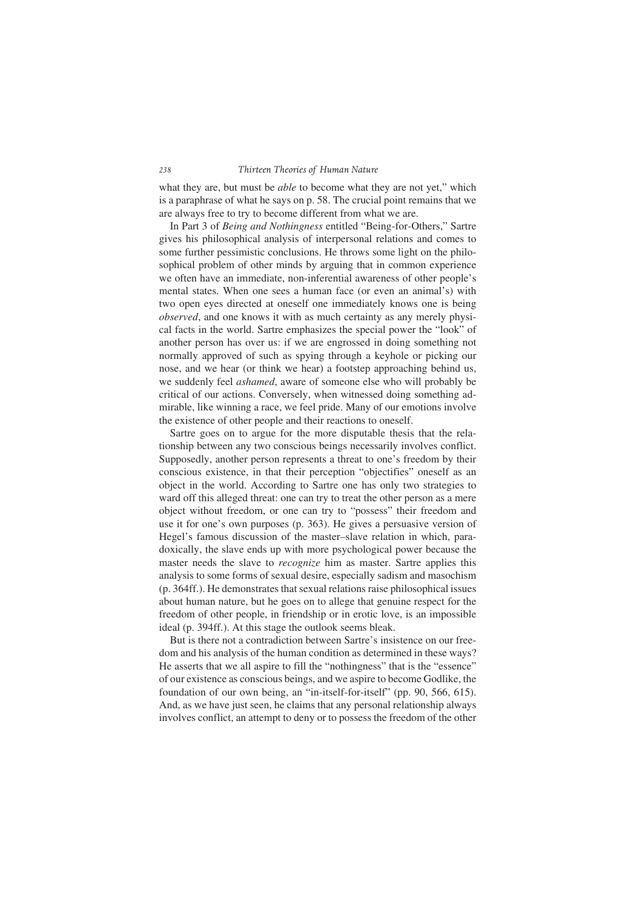what they are, but must be *able* to become what they are not yet," which is a paraphrase of what he says on p. 58. The crucial point remains that we are always free to try to become different from what we are.

In Part 3 of *Being and Nothingness* entitled "Being-for-Others," Sartre gives his philosophical analysis of interpersonal relations and comes to some further pessimistic conclusions. He throws some light on the philosophical problem of other minds by arguing that in common experience we often have an immediate, non-inferential awareness of other people's mental states. When one sees a human face (or even an animal's) with two open eyes directed at oneself one immediately knows one is being *observed*, and one knows it with as much certainty as any merely physical facts in the world. Sartre emphasizes the special power the "look" of another person has over us: if we are engrossed in doing something not normally approved of such as spying through a keyhole or picking our nose, and we hear (or think we hear) a footstep approaching behind us, we suddenly feel *ashamed*, aware of someone else who will probably be critical of our actions. Conversely, when witnessed doing something admirable, like winning a race, we feel pride. Many of our emotions involve the existence of other people and their reactions to oneself.

Sartre goes on to argue for the more disputable thesis that the relationship between any two conscious beings necessarily involves conflict. Supposedly, another person represents a threat to one's freedom by their conscious existence, in that their perception "objectifies" oneself as an object in the world. According to Sartre one has only two strategies to ward off this alleged threat: one can try to treat the other person as a mere object without freedom, or one can try to "possess" their freedom and use it for one's own purposes (p. 363). He gives a persuasive version of Hegel's famous discussion of the master–slave relation in which, paradoxically, the slave ends up with more psychological power because the master needs the slave to *recognize* him as master. Sartre applies this analysis to some forms of sexual desire, especially sadism and masochism (p. 364ff.). He demonstrates that sexual relations raise philosophical issues about human nature, but he goes on to allege that genuine respect for the freedom of other people, in friendship or in erotic love, is an impossible ideal (p. 394ff.). At this stage the outlook seems bleak.

But is there not a contradiction between Sartre's insistence on our freedom and his analysis of the human condition as determined in these ways? He asserts that we all aspire to fill the "nothingness" that is the "essence" of our existence as conscious beings, and we aspire to become Godlike, the foundation of our own being, an "in-itself-for-itself" (pp. 90, 566, 615). And, as we have just seen, he claims that any personal relationship always involves conflict, an attempt to deny or to possess the freedom of the other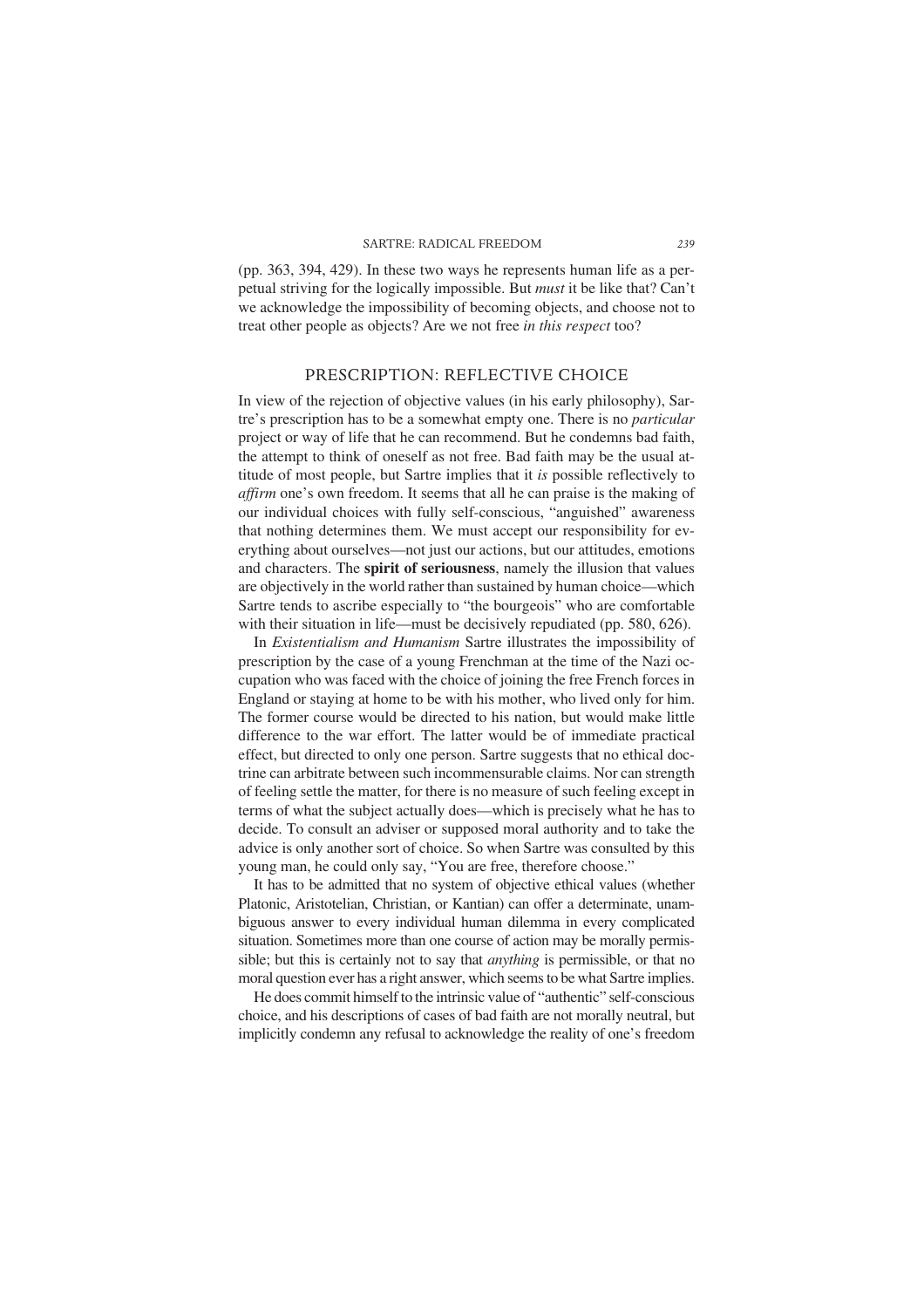(pp. 363, 394, 429). In these two ways he represents human life as a perpetual striving for the logically impossible. But *must* it be like that? Can't we acknowledge the impossibility of becoming objects, and choose not to treat other people as objects? Are we not free *in this respect* too?

## PRESCRIPTION: REFLECTIVE CHOICE

In view of the rejection of objective values (in his early philosophy), Sartre's prescription has to be a somewhat empty one. There is no *particular* project or way of life that he can recommend. But he condemns bad faith, the attempt to think of oneself as not free. Bad faith may be the usual attitude of most people, but Sartre implies that it *is* possible reflectively to *affirm* one's own freedom. It seems that all he can praise is the making of our individual choices with fully self-conscious, "anguished" awareness that nothing determines them. We must accept our responsibility for everything about ourselves—not just our actions, but our attitudes, emotions and characters. The **spirit of seriousness**, namely the illusion that values are objectively in the world rather than sustained by human choice—which Sartre tends to ascribe especially to "the bourgeois" who are comfortable with their situation in life—must be decisively repudiated (pp. 580, 626).

In *Existentialism and Humanism* Sartre illustrates the impossibility of prescription by the case of a young Frenchman at the time of the Nazi occupation who was faced with the choice of joining the free French forces in England or staying at home to be with his mother, who lived only for him. The former course would be directed to his nation, but would make little difference to the war effort. The latter would be of immediate practical effect, but directed to only one person. Sartre suggests that no ethical doctrine can arbitrate between such incommensurable claims. Nor can strength of feeling settle the matter, for there is no measure of such feeling except in terms of what the subject actually does—which is precisely what he has to decide. To consult an adviser or supposed moral authority and to take the advice is only another sort of choice. So when Sartre was consulted by this young man, he could only say, "You are free, therefore choose."

It has to be admitted that no system of objective ethical values (whether Platonic, Aristotelian, Christian, or Kantian) can offer a determinate, unambiguous answer to every individual human dilemma in every complicated situation. Sometimes more than one course of action may be morally permissible; but this is certainly not to say that *anything* is permissible, or that no moral question ever has a right answer, which seems to be what Sartre implies.

He does commit himself to the intrinsic value of "authentic" self-conscious choice, and his descriptions of cases of bad faith are not morally neutral, but implicitly condemn any refusal to acknowledge the reality of one's freedom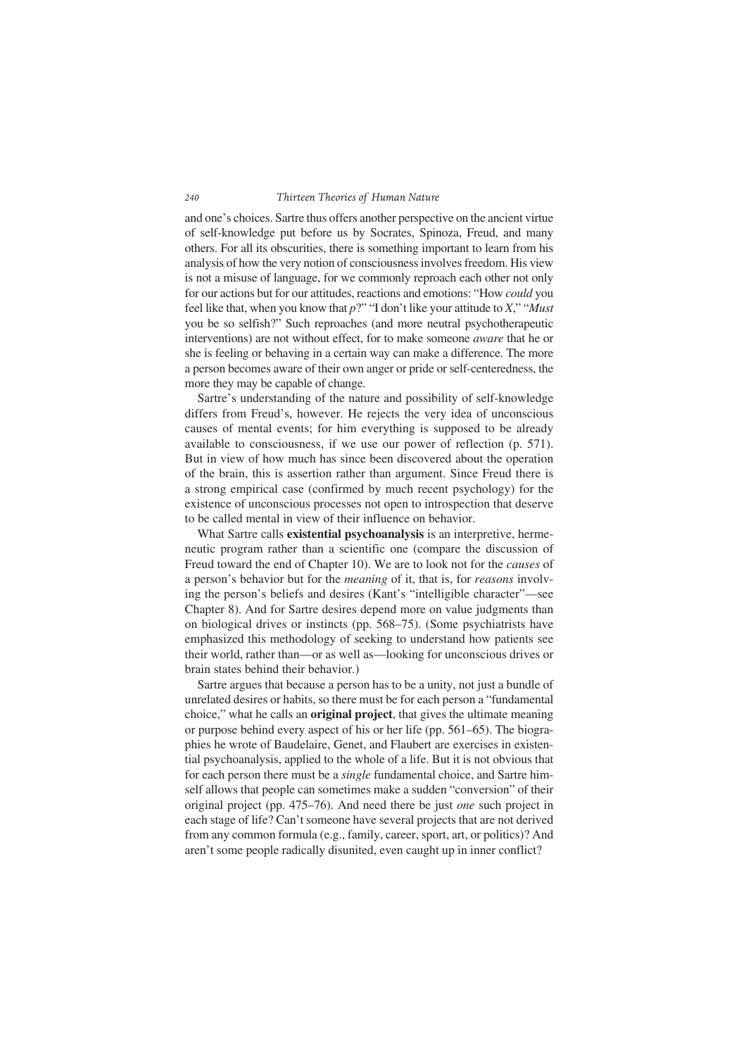and one's choices. Sartre thus offers another perspective on the ancient virtue of self-knowledge put before us by Socrates, Spinoza, Freud, and many others. For all its obscurities, there is something important to learn from his analysis of how the very notion of consciousness involves freedom. His view is not a misuse of language, for we commonly reproach each other not only for our actions but for our attitudes, reactions and emotions: "How *could* you feel like that, when you know that *p*?" "I don't like your attitude to *X*," "*Must* you be so selfish?" Such reproaches (and more neutral psychotherapeutic interventions) are not without effect, for to make someone *aware* that he or she is feeling or behaving in a certain way can make a difference. The more a person becomes aware of their own anger or pride or self-centeredness, the more they may be capable of change.

Sartre's understanding of the nature and possibility of self-knowledge differs from Freud's, however. He rejects the very idea of unconscious causes of mental events; for him everything is supposed to be already available to consciousness, if we use our power of reflection (p. 571). But in view of how much has since been discovered about the operation of the brain, this is assertion rather than argument. Since Freud there is a strong empirical case (confirmed by much recent psychology) for the existence of unconscious processes not open to introspection that deserve to be called mental in view of their influence on behavior.

What Sartre calls **existential psychoanalysis** is an interpretive, hermeneutic program rather than a scientific one (compare the discussion of Freud toward the end of Chapter 10). We are to look not for the *causes* of a person's behavior but for the *meaning* of it, that is, for *reasons* involving the person's beliefs and desires (Kant's "intelligible character"—see Chapter 8). And for Sartre desires depend more on value judgments than on biological drives or instincts (pp. 568–75). (Some psychiatrists have emphasized this methodology of seeking to understand how patients see their world, rather than—or as well as—looking for unconscious drives or brain states behind their behavior.)

Sartre argues that because a person has to be a unity, not just a bundle of unrelated desires or habits, so there must be for each person a "fundamental choice," what he calls an **original project**, that gives the ultimate meaning or purpose behind every aspect of his or her life (pp. 561–65). The biographies he wrote of Baudelaire, Genet, and Flaubert are exercises in existential psychoanalysis, applied to the whole of a life. But it is not obvious that for each person there must be a *single* fundamental choice, and Sartre himself allows that people can sometimes make a sudden "conversion" of their original project (pp. 475–76). And need there be just *one* such project in each stage of life? Can't someone have several projects that are not derived from any common formula (e.g., family, career, sport, art, or politics)? And aren't some people radically disunited, even caught up in inner conflict?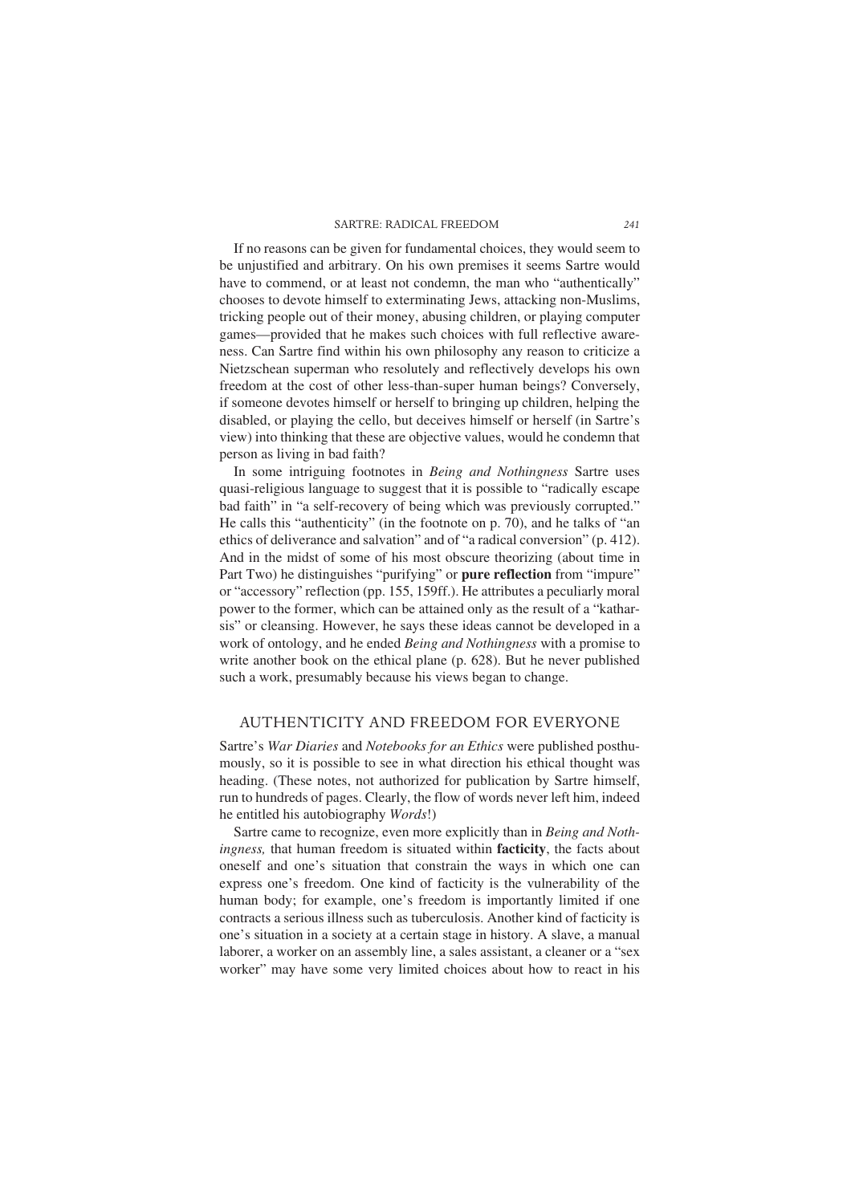If no reasons can be given for fundamental choices, they would seem to be unjustified and arbitrary. On his own premises it seems Sartre would have to commend, or at least not condemn, the man who "authentically" chooses to devote himself to exterminating Jews, attacking non-Muslims, tricking people out of their money, abusing children, or playing computer games—provided that he makes such choices with full reflective awareness. Can Sartre find within his own philosophy any reason to criticize a Nietzschean superman who resolutely and reflectively develops his own freedom at the cost of other less-than-super human beings? Conversely, if someone devotes himself or herself to bringing up children, helping the disabled, or playing the cello, but deceives himself or herself (in Sartre's view) into thinking that these are objective values, would he condemn that person as living in bad faith?

In some intriguing footnotes in *Being and Nothingness* Sartre uses quasi-religious language to suggest that it is possible to "radically escape bad faith" in "a self-recovery of being which was previously corrupted." He calls this "authenticity" (in the footnote on p. 70), and he talks of "an ethics of deliverance and salvation" and of "a radical conversion" (p. 412). And in the midst of some of his most obscure theorizing (about time in Part Two) he distinguishes "purifying" or **pure reflection** from "impure" or "accessory" reflection (pp. 155, 159ff.). He attributes a peculiarly moral power to the former, which can be attained only as the result of a "katharsis" or cleansing. However, he says these ideas cannot be developed in a work of ontology, and he ended *Being and Nothingness* with a promise to write another book on the ethical plane (p. 628). But he never published such a work, presumably because his views began to change.

## AUTHENTICITY AND FREEDOM FOR EVERYONE

Sartre's *War Diaries* and *Notebooks for an Ethics* were published posthumously, so it is possible to see in what direction his ethical thought was heading. (These notes, not authorized for publication by Sartre himself, run to hundreds of pages. Clearly, the flow of words never left him, indeed he entitled his autobiography *Words*!)

Sartre came to recognize, even more explicitly than in *Being and Nothingness,* that human freedom is situated within **facticity**, the facts about oneself and one's situation that constrain the ways in which one can express one's freedom. One kind of facticity is the vulnerability of the human body; for example, one's freedom is importantly limited if one contracts a serious illness such as tuberculosis. Another kind of facticity is one's situation in a society at a certain stage in history. A slave, a manual laborer, a worker on an assembly line, a sales assistant, a cleaner or a "sex worker" may have some very limited choices about how to react in his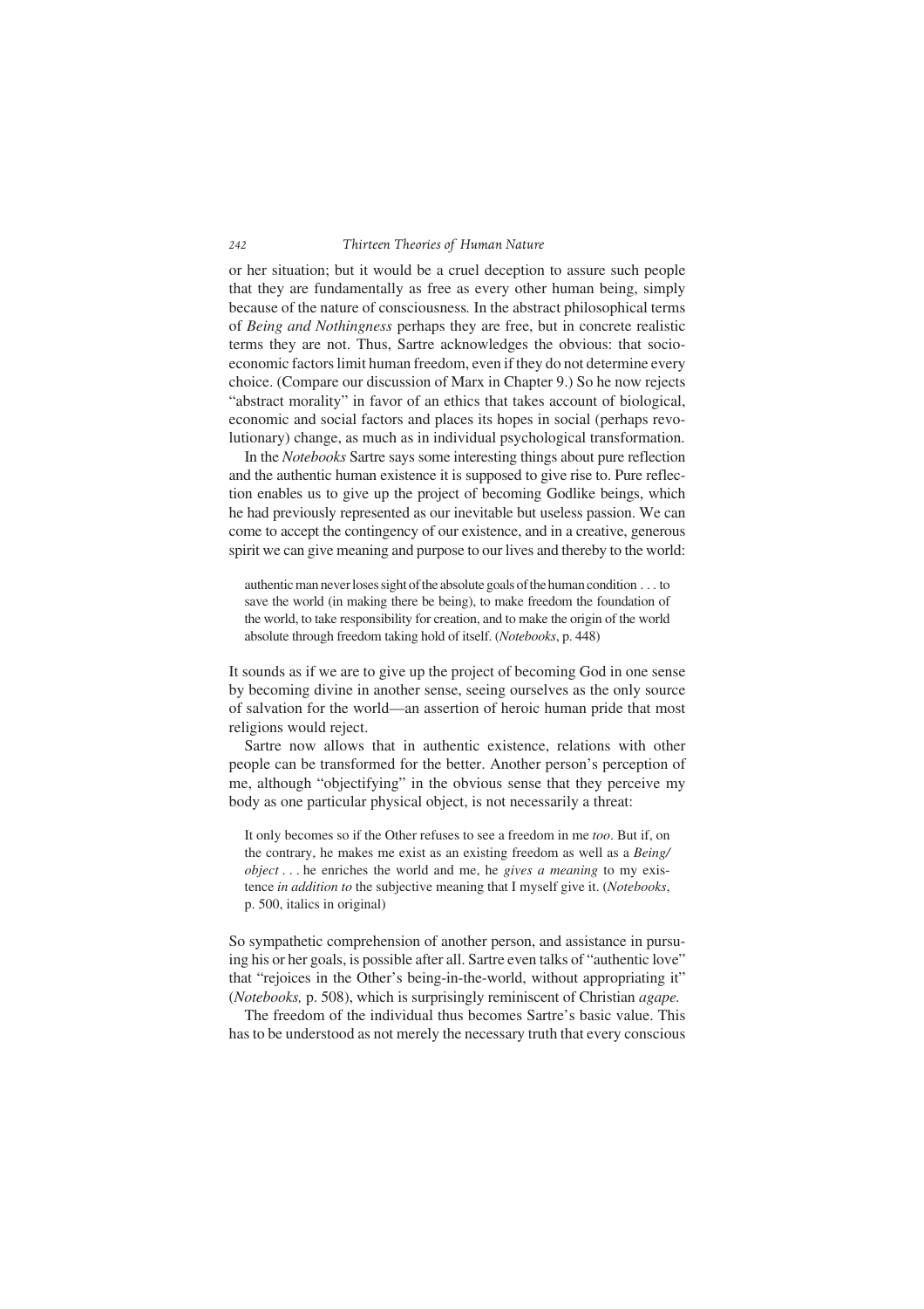or her situation; but it would be a cruel deception to assure such people that they are fundamentally as free as every other human being, simply because of the nature of consciousness. In the abstract philosophical terms of *Being and Nothingness* perhaps they are free, but in concrete realistic terms they are not. Thus, Sartre acknowledges the obvious: that socio-economic factors limit human freedom, even if they do not determine every choice. (Compare our discussion of Marx in Chapter 9.) So he now rejects "abstract morality" in favor of an ethics that takes account of biological, economic and social factors and places its hopes in social (perhaps revolutionary) change, as much as in individual psychological transformation.

In the *Notebooks* Sartre says some interesting things about pure reflection and the authentic human existence it is supposed to give rise to. Pure reflection enables us to give up the project of becoming Godlike beings, which he had previously represented as our inevitable but useless passion. We can come to accept the contingency of our existence, and in a creative, generous spirit we can give meaning and purpose to our lives and thereby to the world:

> authentic man never loses sight of the absolute goals of the human condition . . . to save the world (in making there be being), to make freedom the foundation of the world, to take responsibility for creation, and to make the origin of the world absolute through freedom taking hold of itself. (*Notebooks*, p. 448)

It sounds as if we are to give up the project of becoming God in one sense by becoming divine in another sense, seeing ourselves as the only source of salvation for the world—an assertion of heroic human pride that most religions would reject.

Sartre now allows that in authentic existence, relations with other people can be transformed for the better. Another person's perception of me, although "objectifying" in the obvious sense that they perceive my body as one particular physical object, is not necessarily a threat:

> It only becomes so if the Other refuses to see a freedom in me *too*. But if, on the contrary, he makes me exist as an existing freedom as well as a *Being/object* . . . he enriches the world and me, he *gives a meaning* to my existence *in addition to* the subjective meaning that I myself give it. (*Notebooks*, p. 500, italics in original)

So sympathetic comprehension of another person, and assistance in pursuing his or her goals, is possible after all. Sartre even talks of "authentic love" that "rejoices in the Other's being-in-the-world, without appropriating it" (*Notebooks,* p. 508), which is surprisingly reminiscent of Christian *agape.*

The freedom of the individual thus becomes Sartre's basic value. This has to be understood as not merely the necessary truth that every conscious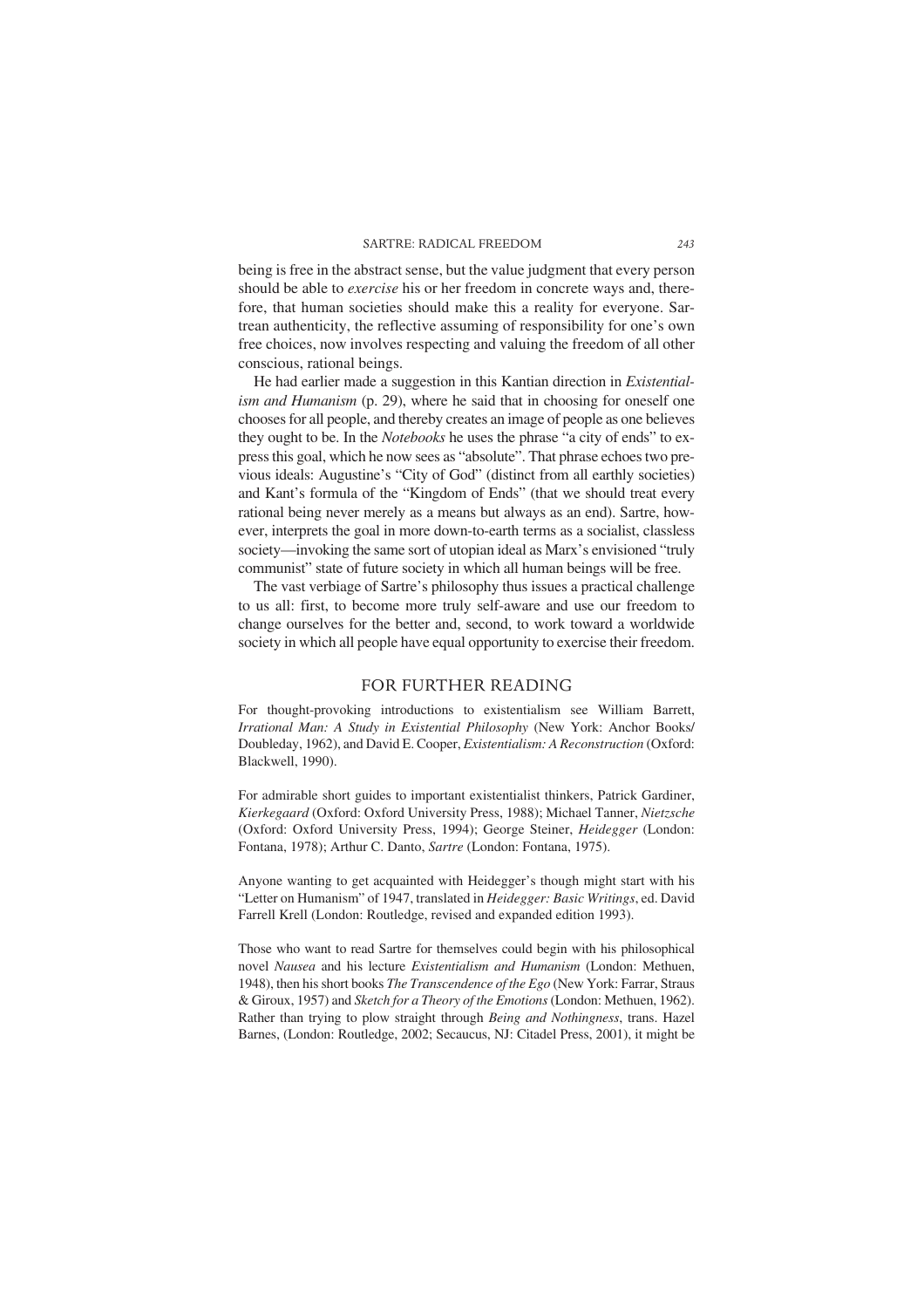being is free in the abstract sense, but the value judgment that every person should be able to *exercise* his or her freedom in concrete ways and, therefore, that human societies should make this a reality for everyone. Sartrean authenticity, the reflective assuming of responsibility for one's own free choices, now involves respecting and valuing the freedom of all other conscious, rational beings.

He had earlier made a suggestion in this Kantian direction in *Existentialism and Humanism* (p. 29), where he said that in choosing for oneself one chooses for all people, and thereby creates an image of people as one believes they ought to be. In the *Notebooks* he uses the phrase "a city of ends" to express this goal, which he now sees as "absolute". That phrase echoes two previous ideals: Augustine's "City of God" (distinct from all earthly societies) and Kant's formula of the "Kingdom of Ends" (that we should treat every rational being never merely as a means but always as an end). Sartre, however, interprets the goal in more down-to-earth terms as a socialist, classless society—invoking the same sort of utopian ideal as Marx's envisioned "truly communist" state of future society in which all human beings will be free.

The vast verbiage of Sartre's philosophy thus issues a practical challenge to us all: first, to become more truly self-aware and use our freedom to change ourselves for the better and, second, to work toward a worldwide society in which all people have equal opportunity to exercise their freedom.

## FOR FURTHER READING

For thought-provoking introductions to existentialism see William Barrett, *Irrational Man: A Study in Existential Philosophy* (New York: Anchor Books/Doubleday, 1962), and David E. Cooper, *Existentialism: A Reconstruction* (Oxford: Blackwell, 1990).

For admirable short guides to important existentialist thinkers, Patrick Gardiner, *Kierkegaard* (Oxford: Oxford University Press, 1988); Michael Tanner, *Nietzsche* (Oxford: Oxford University Press, 1994); George Steiner, *Heidegger* (London: Fontana, 1978); Arthur C. Danto, *Sartre* (London: Fontana, 1975).

Anyone wanting to get acquainted with Heidegger's though might start with his "Letter on Humanism" of 1947, translated in *Heidegger: Basic Writings*, ed. David Farrell Krell (London: Routledge, revised and expanded edition 1993).

Those who want to read Sartre for themselves could begin with his philosophical novel *Nausea* and his lecture *Existentialism and Humanism* (London: Methuen, 1948), then his short books *The Transcendence of the Ego* (New York: Farrar, Straus & Giroux, 1957) and *Sketch for a Theory of the Emotions* (London: Methuen, 1962). Rather than trying to plow straight through *Being and Nothingness*, trans. Hazel Barnes, (London: Routledge, 2002; Secaucus, NJ: Citadel Press, 2001), it might be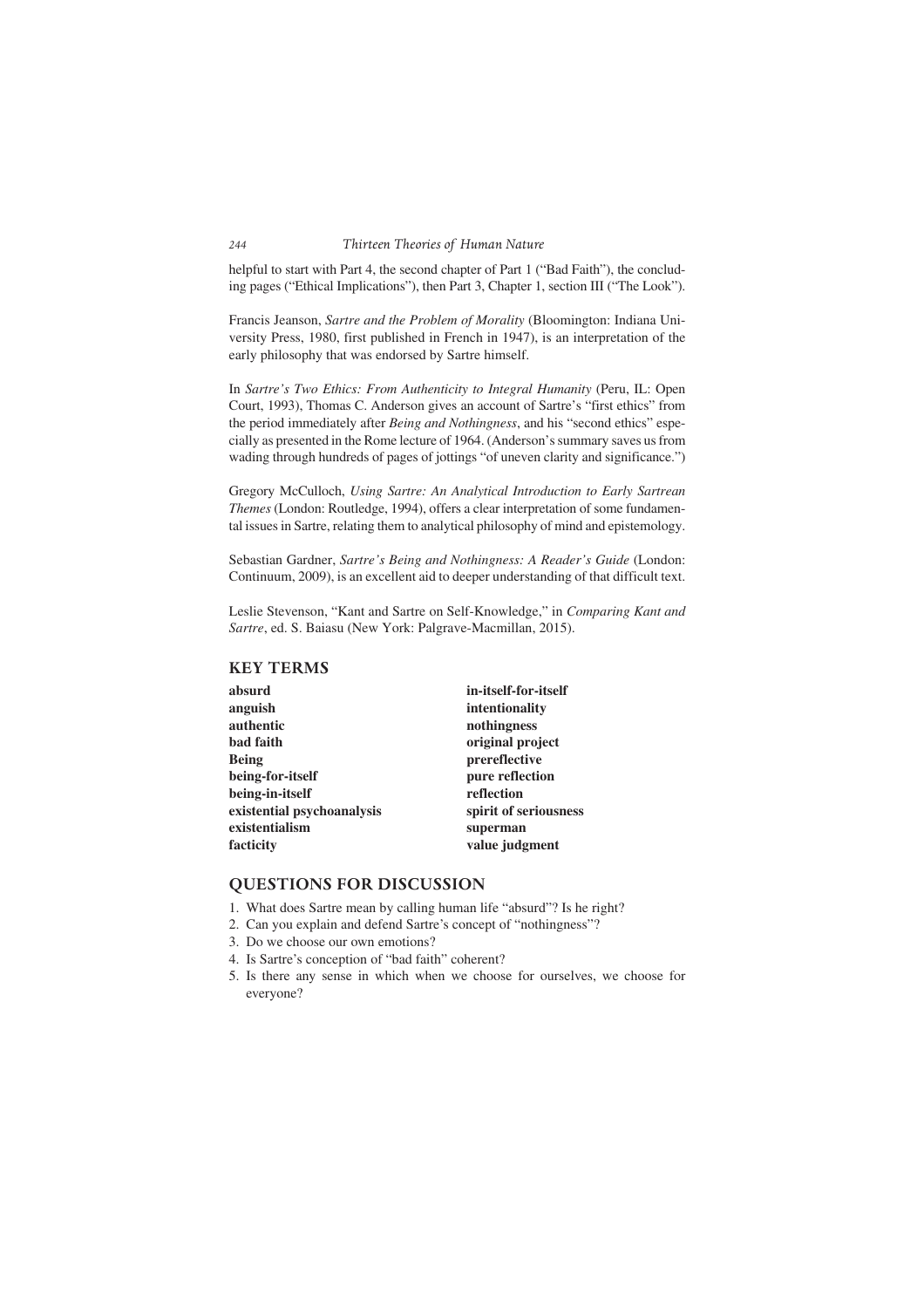helpful to start with Part 4, the second chapter of Part 1 ("Bad Faith"), the concluding pages ("Ethical Implications"), then Part 3, Chapter 1, section III ("The Look").

Francis Jeanson, *Sartre and the Problem of Morality* (Bloomington: Indiana University Press, 1980, first published in French in 1947), is an interpretation of the early philosophy that was endorsed by Sartre himself.

In *Sartre's Two Ethics: From Authenticity to Integral Humanity* (Peru, IL: Open Court, 1993), Thomas C. Anderson gives an account of Sartre's "first ethics" from the period immediately after *Being and Nothingness*, and his "second ethics" especially as presented in the Rome lecture of 1964. (Anderson's summary saves us from wading through hundreds of pages of jottings "of uneven clarity and significance.")

Gregory McCulloch, *Using Sartre: An Analytical Introduction to Early Sartrean Themes* (London: Routledge, 1994), offers a clear interpretation of some fundamental issues in Sartre, relating them to analytical philosophy of mind and epistemology.

Sebastian Gardner, *Sartre's Being and Nothingness: A Reader's Guide* (London: Continuum, 2009), is an excellent aid to deeper understanding of that difficult text.

Leslie Stevenson, "Kant and Sartre on Self-Knowledge," in *Comparing Kant and Sartre*, ed. S. Baiasu (New York: Palgrave-Macmillan, 2015).

## KEY TERMS

**absurd**
**anguish**
**authentic**
**bad faith**
**Being**
**being-for-itself**
**being-in-itself**
**existential psychoanalysis**
**existentialism**
**facticity**
**in-itself-for-itself**
**intentionality**
**nothingness**
**original project**
**prereflective**
**pure reflection**
**reflection**
**spirit of seriousness**
**superman**
**value judgment**

## QUESTIONS FOR DISCUSSION

1. What does Sartre mean by calling human life "absurd"? Is he right?
2. Can you explain and defend Sartre's concept of "nothingness"?
3. Do we choose our own emotions?
4. Is Sartre's conception of "bad faith" coherent?
5. Is there any sense in which when we choose for ourselves, we choose for everyone?